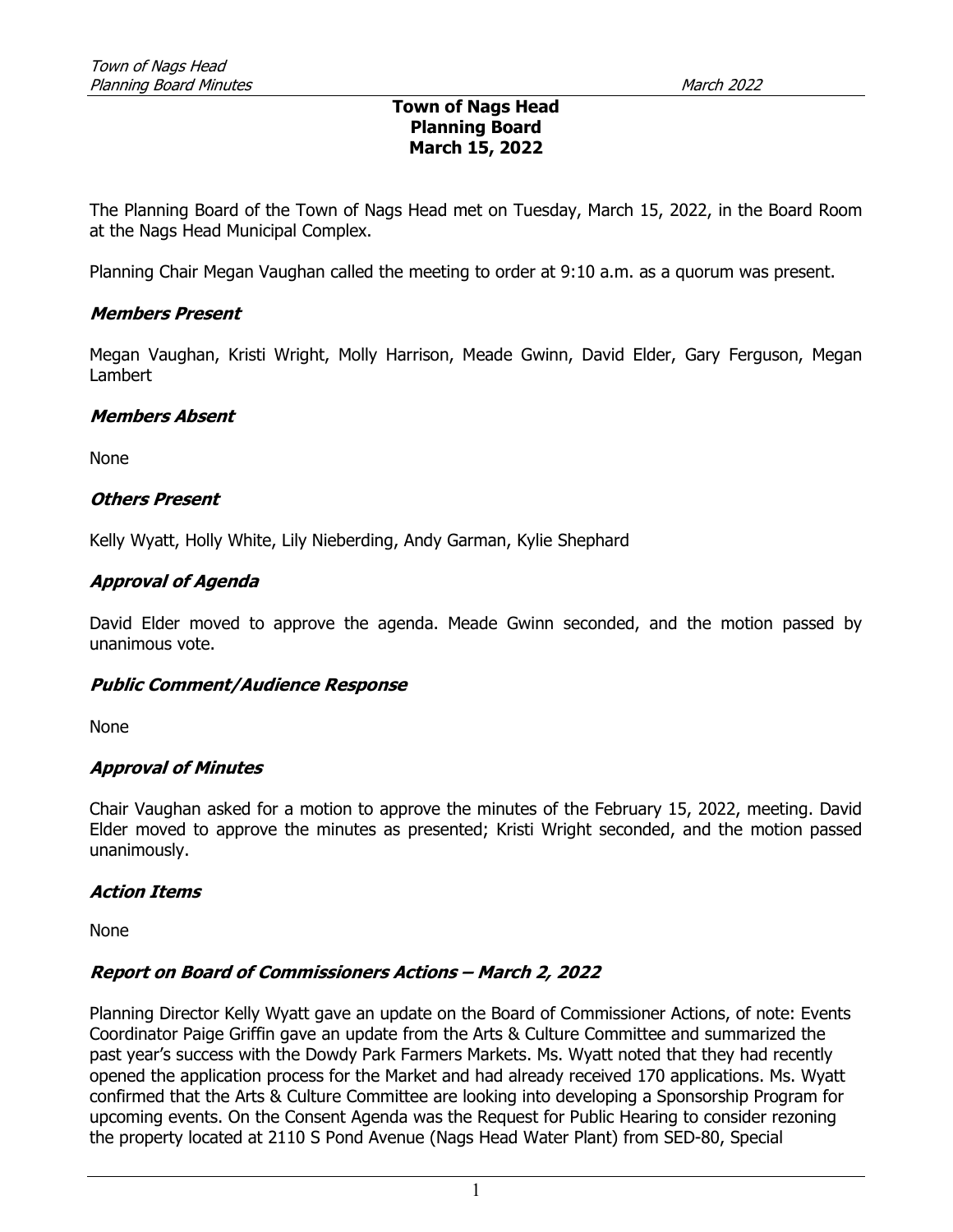# Town of Nags Head
# Planning Board
# March 15, 2022

The Planning Board of the Town of Nags Head met on Tuesday, March 15, 2022, in the Board Room at the Nags Head Municipal Complex.

Planning Chair Megan Vaughan called the meeting to order at 9:10 a.m. as a quorum was present.

### *Members Present*

Megan Vaughan, Kristi Wright, Molly Harrison, Meade Gwinn, David Elder, Gary Ferguson, Megan Lambert

### *Members Absent*

None

### *Others Present*

Kelly Wyatt, Holly White, Lily Nieberding, Andy Garman, Kylie Shephard

### *Approval of Agenda*

David Elder moved to approve the agenda. Meade Gwinn seconded, and the motion passed by unanimous vote.

### *Public Comment/Audience Response*

None

### *Approval of Minutes*

Chair Vaughan asked for a motion to approve the minutes of the February 15, 2022, meeting. David Elder moved to approve the minutes as presented; Kristi Wright seconded, and the motion passed unanimously.

### *Action Items*

None

### *Report on Board of Commissioners Actions – March 2, 2022*

Planning Director Kelly Wyatt gave an update on the Board of Commissioner Actions, of note: Events Coordinator Paige Griffin gave an update from the Arts & Culture Committee and summarized the past year's success with the Dowdy Park Farmers Markets. Ms. Wyatt noted that they had recently opened the application process for the Market and had already received 170 applications. Ms. Wyatt confirmed that the Arts & Culture Committee are looking into developing a Sponsorship Program for upcoming events. On the Consent Agenda was the Request for Public Hearing to consider rezoning the property located at 2110 S Pond Avenue (Nags Head Water Plant) from SED-80, Special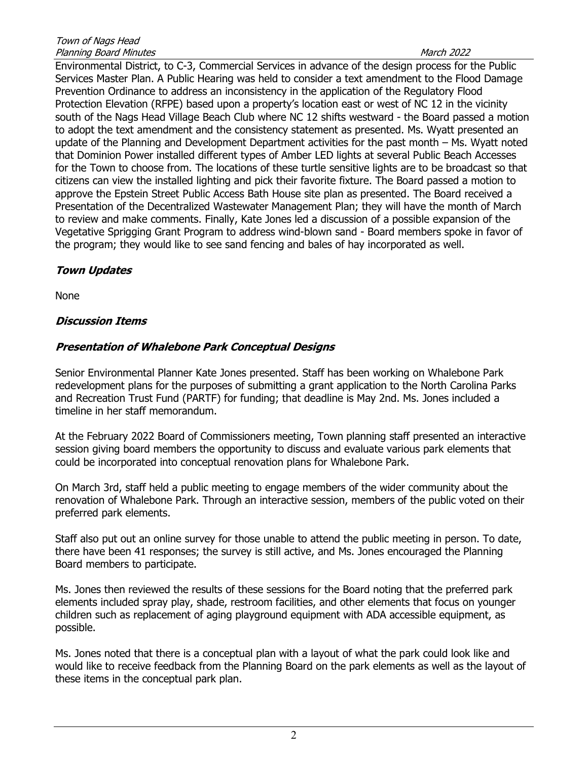Environmental District, to C-3, Commercial Services in advance of the design process for the Public Services Master Plan. A Public Hearing was held to consider a text amendment to the Flood Damage Prevention Ordinance to address an inconsistency in the application of the Regulatory Flood Protection Elevation (RFPE) based upon a property's location east or west of NC 12 in the vicinity south of the Nags Head Village Beach Club where NC 12 shifts westward - the Board passed a motion to adopt the text amendment and the consistency statement as presented. Ms. Wyatt presented an update of the Planning and Development Department activities for the past month – Ms. Wyatt noted that Dominion Power installed different types of Amber LED lights at several Public Beach Accesses for the Town to choose from. The locations of these turtle sensitive lights are to be broadcast so that citizens can view the installed lighting and pick their favorite fixture. The Board passed a motion to approve the Epstein Street Public Access Bath House site plan as presented. The Board received a Presentation of the Decentralized Wastewater Management Plan; they will have the month of March to review and make comments. Finally, Kate Jones led a discussion of a possible expansion of the Vegetative Sprigging Grant Program to address wind-blown sand - Board members spoke in favor of the program; they would like to see sand fencing and bales of hay incorporated as well.

### ***Town Updates***

None

### ***Discussion Items***

### ***Presentation of Whalebone Park Conceptual Designs***

Senior Environmental Planner Kate Jones presented. Staff has been working on Whalebone Park redevelopment plans for the purposes of submitting a grant application to the North Carolina Parks and Recreation Trust Fund (PARTF) for funding; that deadline is May 2nd. Ms. Jones included a timeline in her staff memorandum.

At the February 2022 Board of Commissioners meeting, Town planning staff presented an interactive session giving board members the opportunity to discuss and evaluate various park elements that could be incorporated into conceptual renovation plans for Whalebone Park.

On March 3rd, staff held a public meeting to engage members of the wider community about the renovation of Whalebone Park. Through an interactive session, members of the public voted on their preferred park elements.

Staff also put out an online survey for those unable to attend the public meeting in person. To date, there have been 41 responses; the survey is still active, and Ms. Jones encouraged the Planning Board members to participate.

Ms. Jones then reviewed the results of these sessions for the Board noting that the preferred park elements included spray play, shade, restroom facilities, and other elements that focus on younger children such as replacement of aging playground equipment with ADA accessible equipment, as possible.

Ms. Jones noted that there is a conceptual plan with a layout of what the park could look like and would like to receive feedback from the Planning Board on the park elements as well as the layout of these items in the conceptual park plan.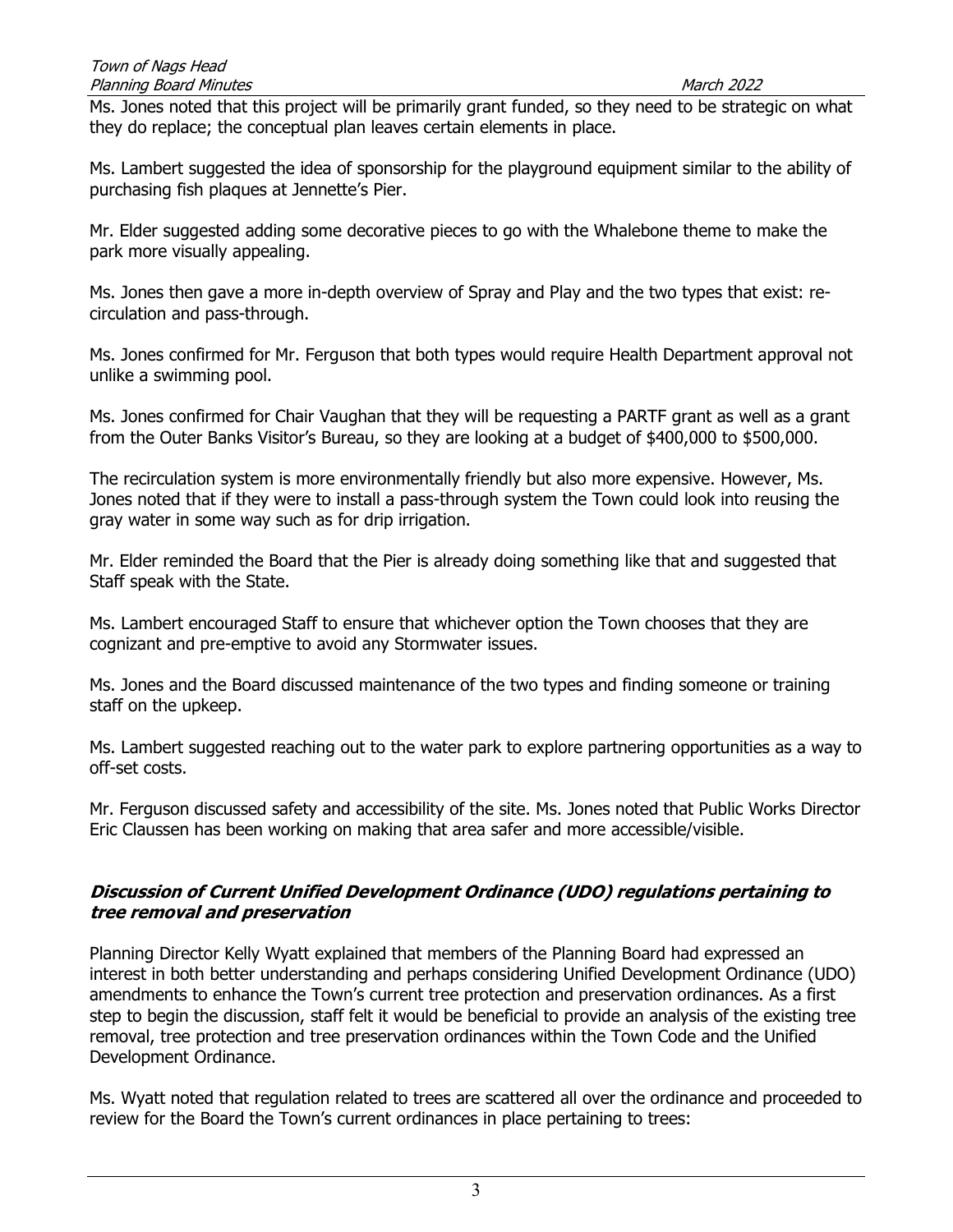Ms. Jones noted that this project will be primarily grant funded, so they need to be strategic on what they do replace; the conceptual plan leaves certain elements in place.

Ms. Lambert suggested the idea of sponsorship for the playground equipment similar to the ability of purchasing fish plaques at Jennette's Pier.

Mr. Elder suggested adding some decorative pieces to go with the Whalebone theme to make the park more visually appealing.

Ms. Jones then gave a more in-depth overview of Spray and Play and the two types that exist: re-circulation and pass-through.

Ms. Jones confirmed for Mr. Ferguson that both types would require Health Department approval not unlike a swimming pool.

Ms. Jones confirmed for Chair Vaughan that they will be requesting a PARTF grant as well as a grant from the Outer Banks Visitor's Bureau, so they are looking at a budget of $400,000 to $500,000.

The recirculation system is more environmentally friendly but also more expensive. However, Ms. Jones noted that if they were to install a pass-through system the Town could look into reusing the gray water in some way such as for drip irrigation.

Mr. Elder reminded the Board that the Pier is already doing something like that and suggested that Staff speak with the State.

Ms. Lambert encouraged Staff to ensure that whichever option the Town chooses that they are cognizant and pre-emptive to avoid any Stormwater issues.

Ms. Jones and the Board discussed maintenance of the two types and finding someone or training staff on the upkeep.

Ms. Lambert suggested reaching out to the water park to explore partnering opportunities as a way to off-set costs.

Mr. Ferguson discussed safety and accessibility of the site. Ms. Jones noted that Public Works Director Eric Claussen has been working on making that area safer and more accessible/visible.

### *Discussion of Current Unified Development Ordinance (UDO) regulations pertaining to tree removal and preservation*

Planning Director Kelly Wyatt explained that members of the Planning Board had expressed an interest in both better understanding and perhaps considering Unified Development Ordinance (UDO) amendments to enhance the Town's current tree protection and preservation ordinances. As a first step to begin the discussion, staff felt it would be beneficial to provide an analysis of the existing tree removal, tree protection and tree preservation ordinances within the Town Code and the Unified Development Ordinance.

Ms. Wyatt noted that regulation related to trees are scattered all over the ordinance and proceeded to review for the Board the Town's current ordinances in place pertaining to trees: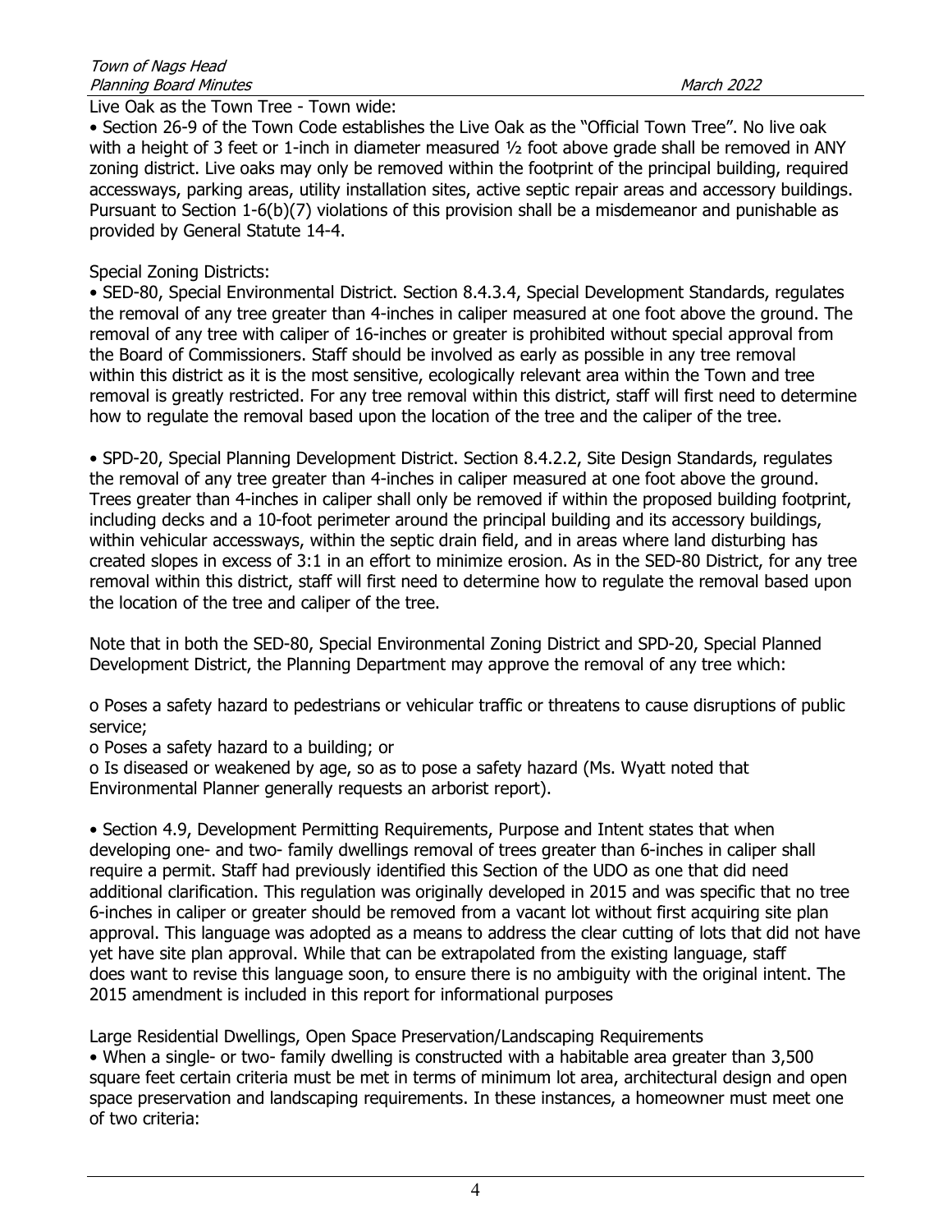Live Oak as the Town Tree - Town wide:

- Section 26-9 of the Town Code establishes the Live Oak as the "Official Town Tree". No live oak with a height of 3 feet or 1-inch in diameter measured ½ foot above grade shall be removed in ANY zoning district. Live oaks may only be removed within the footprint of the principal building, required accessways, parking areas, utility installation sites, active septic repair areas and accessory buildings. Pursuant to Section 1-6(b)(7) violations of this provision shall be a misdemeanor and punishable as provided by General Statute 14-4.

Special Zoning Districts:

- SED-80, Special Environmental District. Section 8.4.3.4, Special Development Standards, regulates the removal of any tree greater than 4-inches in caliper measured at one foot above the ground. The removal of any tree with caliper of 16-inches or greater is prohibited without special approval from the Board of Commissioners. Staff should be involved as early as possible in any tree removal within this district as it is the most sensitive, ecologically relevant area within the Town and tree removal is greatly restricted. For any tree removal within this district, staff will first need to determine how to regulate the removal based upon the location of the tree and the caliper of the tree.

- SPD-20, Special Planning Development District. Section 8.4.2.2, Site Design Standards, regulates the removal of any tree greater than 4-inches in caliper measured at one foot above the ground. Trees greater than 4-inches in caliper shall only be removed if within the proposed building footprint, including decks and a 10-foot perimeter around the principal building and its accessory buildings, within vehicular accessways, within the septic drain field, and in areas where land disturbing has created slopes in excess of 3:1 in an effort to minimize erosion. As in the SED-80 District, for any tree removal within this district, staff will first need to determine how to regulate the removal based upon the location of the tree and caliper of the tree.

Note that in both the SED-80, Special Environmental Zoning District and SPD-20, Special Planned Development District, the Planning Department may approve the removal of any tree which:

- Poses a safety hazard to pedestrians or vehicular traffic or threatens to cause disruptions of public service;
- Poses a safety hazard to a building; or
- Is diseased or weakened by age, so as to pose a safety hazard (Ms. Wyatt noted that Environmental Planner generally requests an arborist report).

- Section 4.9, Development Permitting Requirements, Purpose and Intent states that when developing one- and two- family dwellings removal of trees greater than 6-inches in caliper shall require a permit. Staff had previously identified this Section of the UDO as one that did need additional clarification. This regulation was originally developed in 2015 and was specific that no tree 6-inches in caliper or greater should be removed from a vacant lot without first acquiring site plan approval. This language was adopted as a means to address the clear cutting of lots that did not have yet have site plan approval. While that can be extrapolated from the existing language, staff does want to revise this language soon, to ensure there is no ambiguity with the original intent. The 2015 amendment is included in this report for informational purposes

Large Residential Dwellings, Open Space Preservation/Landscaping Requirements

- When a single- or two- family dwelling is constructed with a habitable area greater than 3,500 square feet certain criteria must be met in terms of minimum lot area, architectural design and open space preservation and landscaping requirements. In these instances, a homeowner must meet one of two criteria: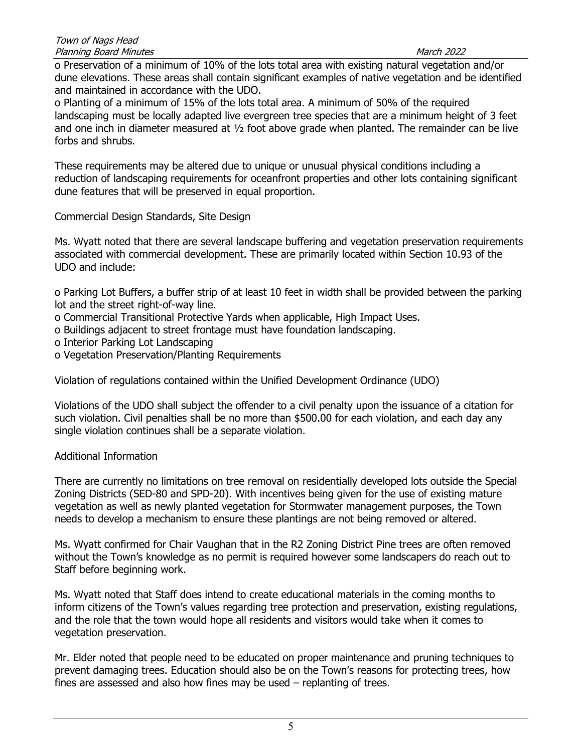o Preservation of a minimum of 10% of the lots total area with existing natural vegetation and/or dune elevations. These areas shall contain significant examples of native vegetation and be identified and maintained in accordance with the UDO.

o Planting of a minimum of 15% of the lots total area. A minimum of 50% of the required landscaping must be locally adapted live evergreen tree species that are a minimum height of 3 feet and one inch in diameter measured at ½ foot above grade when planted. The remainder can be live forbs and shrubs.

These requirements may be altered due to unique or unusual physical conditions including a reduction of landscaping requirements for oceanfront properties and other lots containing significant dune features that will be preserved in equal proportion.

Commercial Design Standards, Site Design

Ms. Wyatt noted that there are several landscape buffering and vegetation preservation requirements associated with commercial development. These are primarily located within Section 10.93 of the UDO and include:

o Parking Lot Buffers, a buffer strip of at least 10 feet in width shall be provided between the parking lot and the street right-of-way line.
o Commercial Transitional Protective Yards when applicable, High Impact Uses.
o Buildings adjacent to street frontage must have foundation landscaping.
o Interior Parking Lot Landscaping
o Vegetation Preservation/Planting Requirements

Violation of regulations contained within the Unified Development Ordinance (UDO)

Violations of the UDO shall subject the offender to a civil penalty upon the issuance of a citation for such violation. Civil penalties shall be no more than $500.00 for each violation, and each day any single violation continues shall be a separate violation.

Additional Information

There are currently no limitations on tree removal on residentially developed lots outside the Special Zoning Districts (SED-80 and SPD-20). With incentives being given for the use of existing mature vegetation as well as newly planted vegetation for Stormwater management purposes, the Town needs to develop a mechanism to ensure these plantings are not being removed or altered.

Ms. Wyatt confirmed for Chair Vaughan that in the R2 Zoning District Pine trees are often removed without the Town's knowledge as no permit is required however some landscapers do reach out to Staff before beginning work.

Ms. Wyatt noted that Staff does intend to create educational materials in the coming months to inform citizens of the Town's values regarding tree protection and preservation, existing regulations, and the role that the town would hope all residents and visitors would take when it comes to vegetation preservation.

Mr. Elder noted that people need to be educated on proper maintenance and pruning techniques to prevent damaging trees. Education should also be on the Town's reasons for protecting trees, how fines are assessed and also how fines may be used – replanting of trees.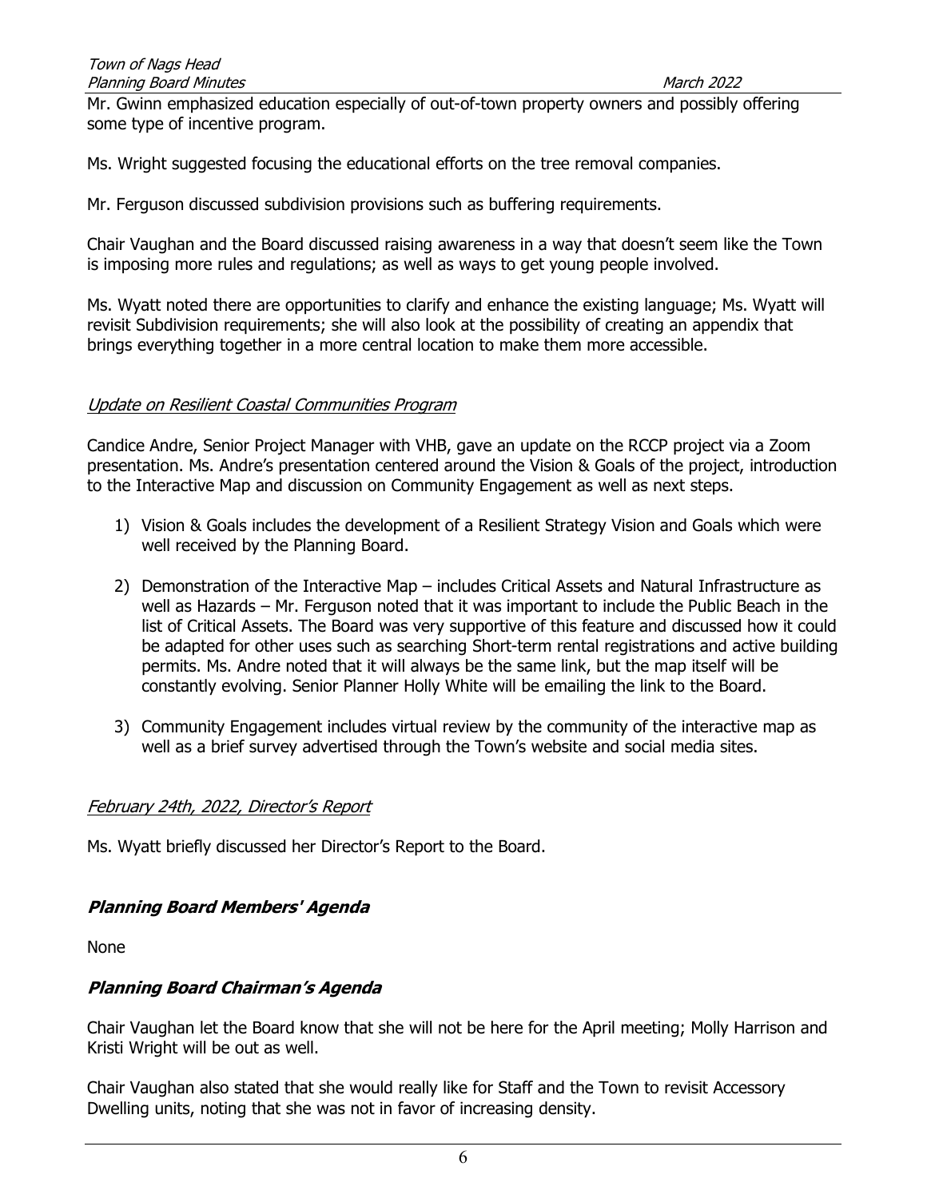Mr. Gwinn emphasized education especially of out-of-town property owners and possibly offering some type of incentive program.

Ms. Wright suggested focusing the educational efforts on the tree removal companies.

Mr. Ferguson discussed subdivision provisions such as buffering requirements.

Chair Vaughan and the Board discussed raising awareness in a way that doesn't seem like the Town is imposing more rules and regulations; as well as ways to get young people involved.

Ms. Wyatt noted there are opportunities to clarify and enhance the existing language; Ms. Wyatt will revisit Subdivision requirements; she will also look at the possibility of creating an appendix that brings everything together in a more central location to make them more accessible.

*Update on Resilient Coastal Communities Program*

Candice Andre, Senior Project Manager with VHB, gave an update on the RCCP project via a Zoom presentation. Ms. Andre's presentation centered around the Vision & Goals of the project, introduction to the Interactive Map and discussion on Community Engagement as well as next steps.

1) Vision & Goals includes the development of a Resilient Strategy Vision and Goals which were well received by the Planning Board.

2) Demonstration of the Interactive Map – includes Critical Assets and Natural Infrastructure as well as Hazards – Mr. Ferguson noted that it was important to include the Public Beach in the list of Critical Assets. The Board was very supportive of this feature and discussed how it could be adapted for other uses such as searching Short-term rental registrations and active building permits. Ms. Andre noted that it will always be the same link, but the map itself will be constantly evolving. Senior Planner Holly White will be emailing the link to the Board.

3) Community Engagement includes virtual review by the community of the interactive map as well as a brief survey advertised through the Town's website and social media sites.

*February 24th, 2022, Director's Report*

Ms. Wyatt briefly discussed her Director's Report to the Board.

### ***Planning Board Members' Agenda***

None

### ***Planning Board Chairman's Agenda***

Chair Vaughan let the Board know that she will not be here for the April meeting; Molly Harrison and Kristi Wright will be out as well.

Chair Vaughan also stated that she would really like for Staff and the Town to revisit Accessory Dwelling units, noting that she was not in favor of increasing density.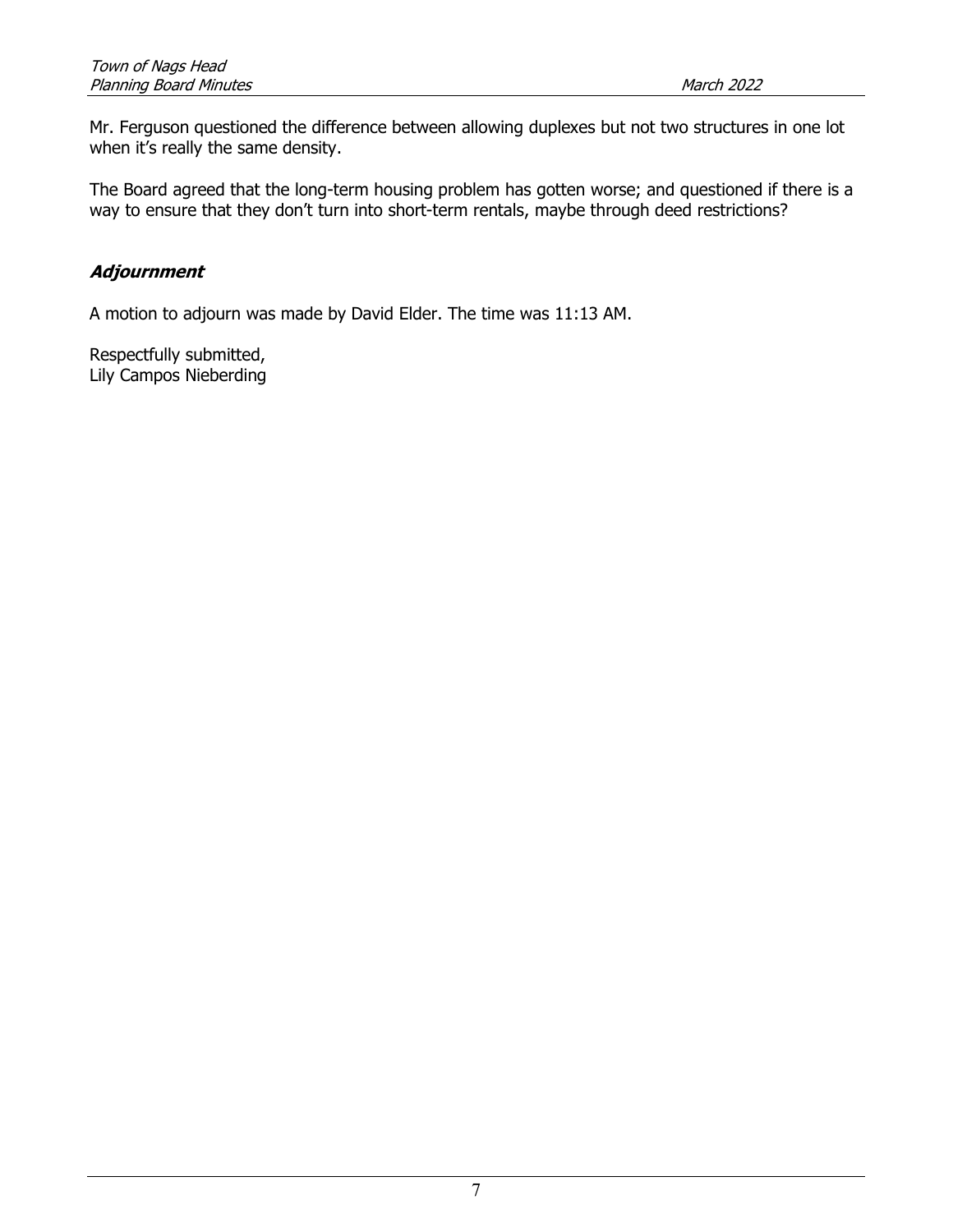Mr. Ferguson questioned the difference between allowing duplexes but not two structures in one lot when it's really the same density.

The Board agreed that the long-term housing problem has gotten worse; and questioned if there is a way to ensure that they don't turn into short-term rentals, maybe through deed restrictions?

## ***Adjournment***

A motion to adjourn was made by David Elder. The time was 11:13 AM.

Respectfully submitted,
Lily Campos Nieberding